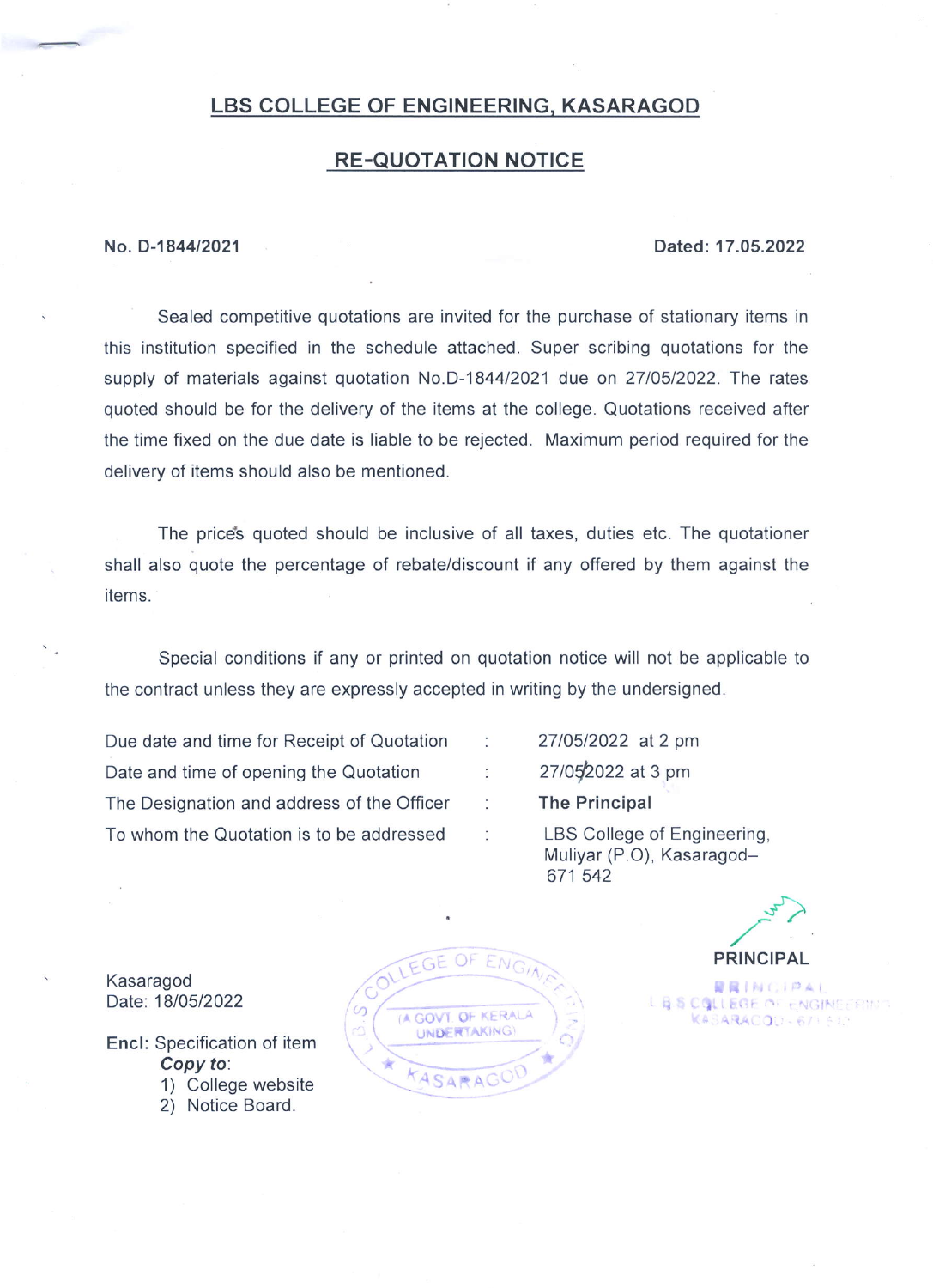# LBS COLLEGE OF ENGINEERING, KASARAGOD

## RE-QUOTATION NOTICE

**No. D-1844/2021** **Dated: 17.05.2022**

Sealed competitive quotations are invited for the purchase of stationary items in this institution specified in the schedule attached. Super scribing quotations for the supply of materials against quotation No.D-1844/2021 due on 27/05/2022. The rates quoted should be for the delivery of the items at the college. Quotations received after the time fixed on the due date is liable to be rejected. Maximum period required for the delivery of items should also be mentioned.

The prices quoted should be inclusive of all taxes, duties etc. The quotationer shall also quote the percentage of rebate/discount if any offered by them against the items.

Special conditions if any or printed on quotation notice will not be applicable to the contract unless they are expressly accepted in writing by the undersigned.

| | | |
|---|---|---|
| Due date and time for Receipt of Quotation | : | 27/05/2022 at 2 pm |
| Date and time of opening the Quotation | : | 27/05/2022 at 3 pm |
| The Designation and address of the Officer To whom the Quotation is to be addressed | : | **The Principal** LBS College of Engineering, Muliyar (P.O), Kasaragod–671 542 |

PRINCIPAL

PRINCIPAL
L B S COLLEGE OF ENGINEERING
KASARAGOD - 671 542

L.B.S COLLEGE OF ENGINEERING
(A GOVT. OF KERALA UNDERTAKING)
KASARAGOD

Kasaragod
Date: 18/05/2022

**Encl:** Specification of item
***Copy to***:
1) College website
2) Notice Board.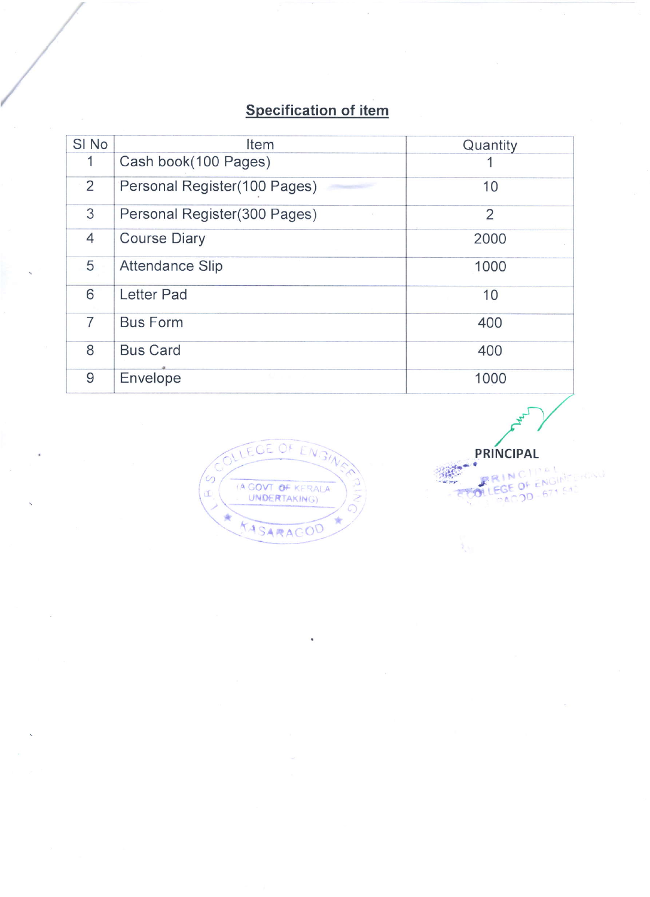## Specification of item

| Sl No | Item | Quantity |
|---|---|---|
| 1 | Cash book(100 Pages) | 1 |
| 2 | Personal Register(100 Pages) | 10 |
| 3 | Personal Register(300 Pages) | 2 |
| 4 | Course Diary | 2000 |
| 5 | Attendance Slip | 1000 |
| 6 | Letter Pad | 10 |
| 7 | Bus Form | 400 |
| 8 | Bus Card | 400 |
| 9 | Envelope | 1000 |

L.B.S COLLEGE OF ENGINEERING (A GOVT OF KERALA UNDERTAKING) KASARAGOD

PRINCIPAL

PRINCIPAL L.B.S COLLEGE OF ENGINEERING KASARAGOD - 671 542